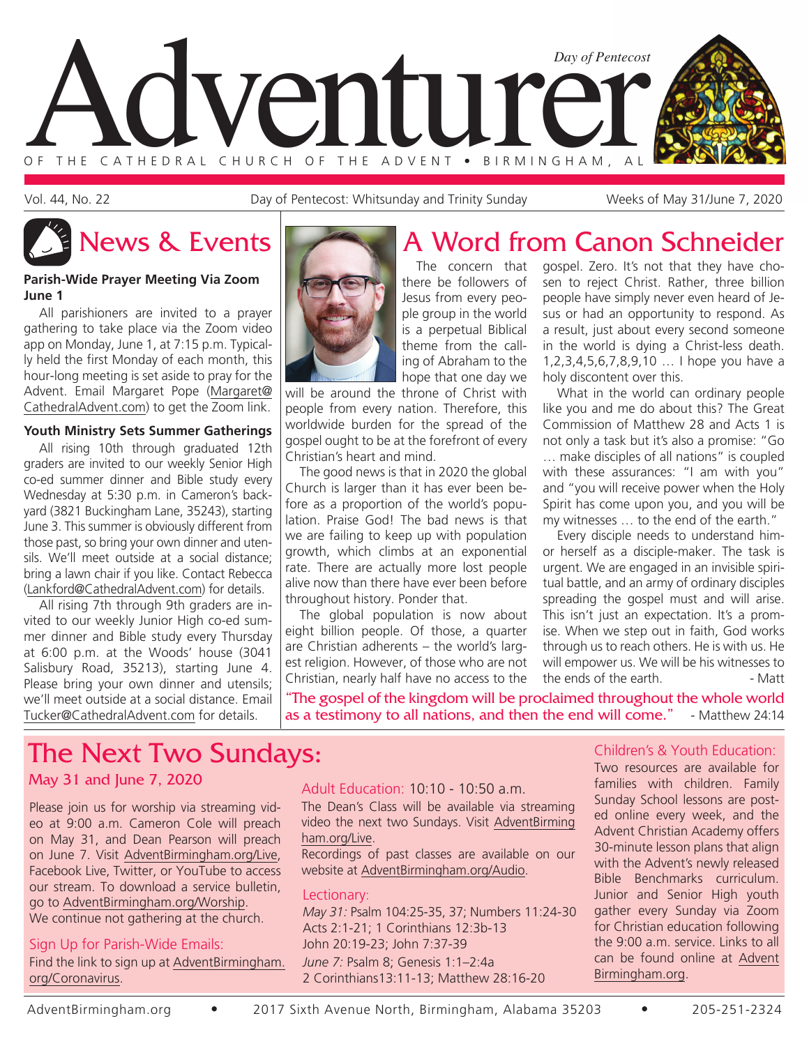# Adventurer

*Day of Pentecost*

OF THE CATHEDRAL CHURCH OF THE ADVENT • BIRMINGHAM, AL

Vol. 44, No. 22 Day of Pentecost: Whitsunday and Trinity Sunday Weeks of May 31/June 7, 2020

## News & Events

**Parish-Wide Prayer Meeting Via Zoom June 1**

All parishioners are invited to a prayer gathering to take place via the Zoom video app on Monday, June 1, at 7:15 p.m. Typically held the first Monday of each month, this hour-long meeting is set aside to pray for the Advent. Email Margaret Pope (Margaret@CathedralAdvent.com) to get the Zoom link.

**Youth Ministry Sets Summer Gatherings**

All rising 10th through graduated 12th graders are invited to our weekly Senior High co-ed summer dinner and Bible study every Wednesday at 5:30 p.m. in Cameron's backyard (3821 Buckingham Lane, 35243), starting June 3. This summer is obviously different from those past, so bring your own dinner and utensils. We'll meet outside at a social distance; bring a lawn chair if you like. Contact Rebecca (Lankford@CathedralAdvent.com) for details.

All rising 7th through 9th graders are invited to our weekly Junior High co-ed summer dinner and Bible study every Thursday at 6:00 p.m. at the Woods' house (3041 Salisbury Road, 35213), starting June 4. Please bring your own dinner and utensils; we'll meet outside at a social distance. Email Tucker@CathedralAdvent.com for details.

## A Word from Canon Schneider

The concern that there be followers of Jesus from every people group in the world is a perpetual Biblical theme from the calling of Abraham to the hope that one day we will be around the throne of Christ with people from every nation. Therefore, this worldwide burden for the spread of the gospel ought to be at the forefront of every Christian's heart and mind.

The good news is that in 2020 the global Church is larger than it has ever been before as a proportion of the world's population. Praise God! The bad news is that we are failing to keep up with population growth, which climbs at an exponential rate. There are actually more lost people alive now than there have ever been before throughout history. Ponder that.

The global population is now about eight billion people. Of those, a quarter are Christian adherents – the world's largest religion. However, of those who are not Christian, nearly half have no access to the gospel. Zero. It's not that they have chosen to reject Christ. Rather, three billion people have simply never even heard of Jesus or had an opportunity to respond. As a result, just about every second someone in the world is dying a Christ-less death. 1,2,3,4,5,6,7,8,9,10 … I hope you have a holy discontent over this.

What in the world can ordinary people like you and me do about this? The Great Commission of Matthew 28 and Acts 1 is not only a task but it's also a promise: "Go … make disciples of all nations" is coupled with these assurances: "I am with you" and "you will receive power when the Holy Spirit has come upon you, and you will be my witnesses … to the end of the earth."

Every disciple needs to understand him- or herself as a disciple-maker. The task is urgent. We are engaged in an invisible spiritual battle, and an army of ordinary disciples spreading the gospel must and will arise. This isn't just an expectation. It's a promise. When we step out in faith, God works through us to reach others. He is with us. He will empower us. We will be his witnesses to the ends of the earth.

\- Matt

"The gospel of the kingdom will be proclaimed throughout the whole world as a testimony to all nations, and then the end will come." - Matthew 24:14

## The Next Two Sundays:

### May 31 and June 7, 2020

Please join us for worship via streaming video at 9:00 a.m. Cameron Cole will preach on May 31, and Dean Pearson will preach on June 7. Visit AdventBirmingham.org/Live, Facebook Live, Twitter, or YouTube to access our stream. To download a service bulletin, go to AdventBirmingham.org/Worship. We continue not gathering at the church.

**Sign Up for Parish-Wide Emails:**
Find the link to sign up at AdventBirmingham.org/Coronavirus.

**Adult Education:** 10:10 - 10:50 a.m.
The Dean's Class will be available via streaming video the next two Sundays. Visit AdventBirmingham.org/Live.
Recordings of past classes are available on our website at AdventBirmingham.org/Audio.

**Lectionary:**
*May 31:* Psalm 104:25-35, 37; Numbers 11:24-30
Acts 2:1-21; 1 Corinthians 12:3b-13
John 20:19-23; John 7:37-39
*June 7:* Psalm 8; Genesis 1:1–2:4a
2 Corinthians13:11-13; Matthew 28:16-20

**Children's & Youth Education:**
Two resources are available for families with children. Family Sunday School lessons are posted online every week, and the Advent Christian Academy offers 30-minute lesson plans that align with the Advent's newly released Bible Benchmarks curriculum. Junior and Senior High youth gather every Sunday via Zoom for Christian education following the 9:00 a.m. service. Links to all can be found online at AdventBirmingham.org.

AdventBirmingham.org • 2017 Sixth Avenue North, Birmingham, Alabama 35203 • 205-251-2324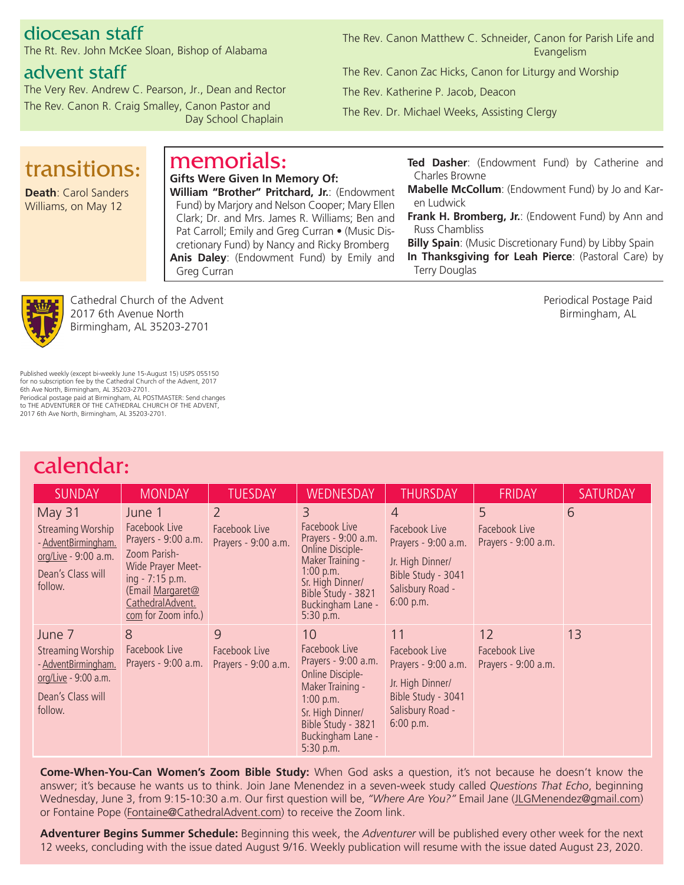## diocesan staff

The Rt. Rev. John McKee Sloan, Bishop of Alabama

## advent staff

The Very Rev. Andrew C. Pearson, Jr., Dean and Rector

The Rev. Canon R. Craig Smalley, Canon Pastor and Day School Chaplain

The Rev. Canon Matthew C. Schneider, Canon for Parish Life and Evangelism

The Rev. Canon Zac Hicks, Canon for Liturgy and Worship

The Rev. Katherine P. Jacob, Deacon

The Rev. Dr. Michael Weeks, Assisting Clergy

## transitions:

**Death**: Carol Sanders Williams, on May 12

## memorials:

**Gifts Were Given In Memory Of:**

**William "Brother" Pritchard, Jr.**: (Endowment Fund) by Marjory and Nelson Cooper; Mary Ellen Clark; Dr. and Mrs. James R. Williams; Ben and Pat Carroll; Emily and Greg Curran • (Music Discretionary Fund) by Nancy and Ricky Bromberg

**Anis Daley**: (Endowment Fund) by Emily and Greg Curran

**Ted Dasher**: (Endowment Fund) by Catherine and Charles Browne

**Mabelle McCollum**: (Endowment Fund) by Jo and Karen Ludwick

**Frank H. Bromberg, Jr.**: (Endowent Fund) by Ann and Russ Chambliss

**Billy Spain**: (Music Discretionary Fund) by Libby Spain

**In Thanksgiving for Leah Pierce**: (Pastoral Care) by Terry Douglas

Cathedral Church of the Advent
2017 6th Avenue North
Birmingham, AL 35203-2701

Periodical Postage Paid
Birmingham, AL

Published weekly (except bi-weekly June 15-August 15) USPS 055150 for no subscription fee by the Cathedral Church of the Advent, 2017 6th Ave North, Birmingham, AL 35203-2701.
Periodical postage paid at Birmingham, AL POSTMASTER: Send changes to THE ADVENTURER OF THE CATHEDRAL CHURCH OF THE ADVENT, 2017 6th Ave North, Birmingham, AL 35203-2701.

## calendar:

| SUNDAY | MONDAY | TUESDAY | WEDNESDAY | THURSDAY | FRIDAY | SATURDAY |
|---|---|---|---|---|---|---|
| May 31 Streaming Worship - AdventBirmingham.org/Live - 9:00 a.m. Dean's Class will follow. | June 1 Facebook Live Prayers - 9:00 a.m. Zoom Parish-Wide Prayer Meeting - 7:15 p.m. (Email Margaret@CathedralAdvent.com for Zoom info.) | 2 Facebook Live Prayers - 9:00 a.m. | 3 Facebook Live Prayers - 9:00 a.m. Online Disciple-Maker Training - 1:00 p.m. Sr. High Dinner/ Bible Study - 3821 Buckingham Lane - 5:30 p.m. | 4 Facebook Live Prayers - 9:00 a.m. Jr. High Dinner/ Bible Study - 3041 Salisbury Road - 6:00 p.m. | 5 Facebook Live Prayers - 9:00 a.m. | 6 |
| June 7 Streaming Worship - AdventBirmingham.org/Live - 9:00 a.m. Dean's Class will follow. | 8 Facebook Live Prayers - 9:00 a.m. | 9 Facebook Live Prayers - 9:00 a.m. | 10 Facebook Live Prayers - 9:00 a.m. Online Disciple-Maker Training - 1:00 p.m. Sr. High Dinner/ Bible Study - 3821 Buckingham Lane - 5:30 p.m. | 11 Facebook Live Prayers - 9:00 a.m. Jr. High Dinner/ Bible Study - 3041 Salisbury Road - 6:00 p.m. | 12 Facebook Live Prayers - 9:00 a.m. | 13 |

**Come-When-You-Can Women's Zoom Bible Study:** When God asks a question, it's not because he doesn't know the answer; it's because he wants us to think. Join Jane Menendez in a seven-week study called *Questions That Echo*, beginning Wednesday, June 3, from 9:15-10:30 a.m. Our first question will be, *"Where Are You?"* Email Jane (JLGMenendez@gmail.com) or Fontaine Pope (Fontaine@CathedralAdvent.com) to receive the Zoom link.

**Adventurer Begins Summer Schedule:** Beginning this week, the *Adventurer* will be published every other week for the next 12 weeks, concluding with the issue dated August 9/16. Weekly publication will resume with the issue dated August 23, 2020.